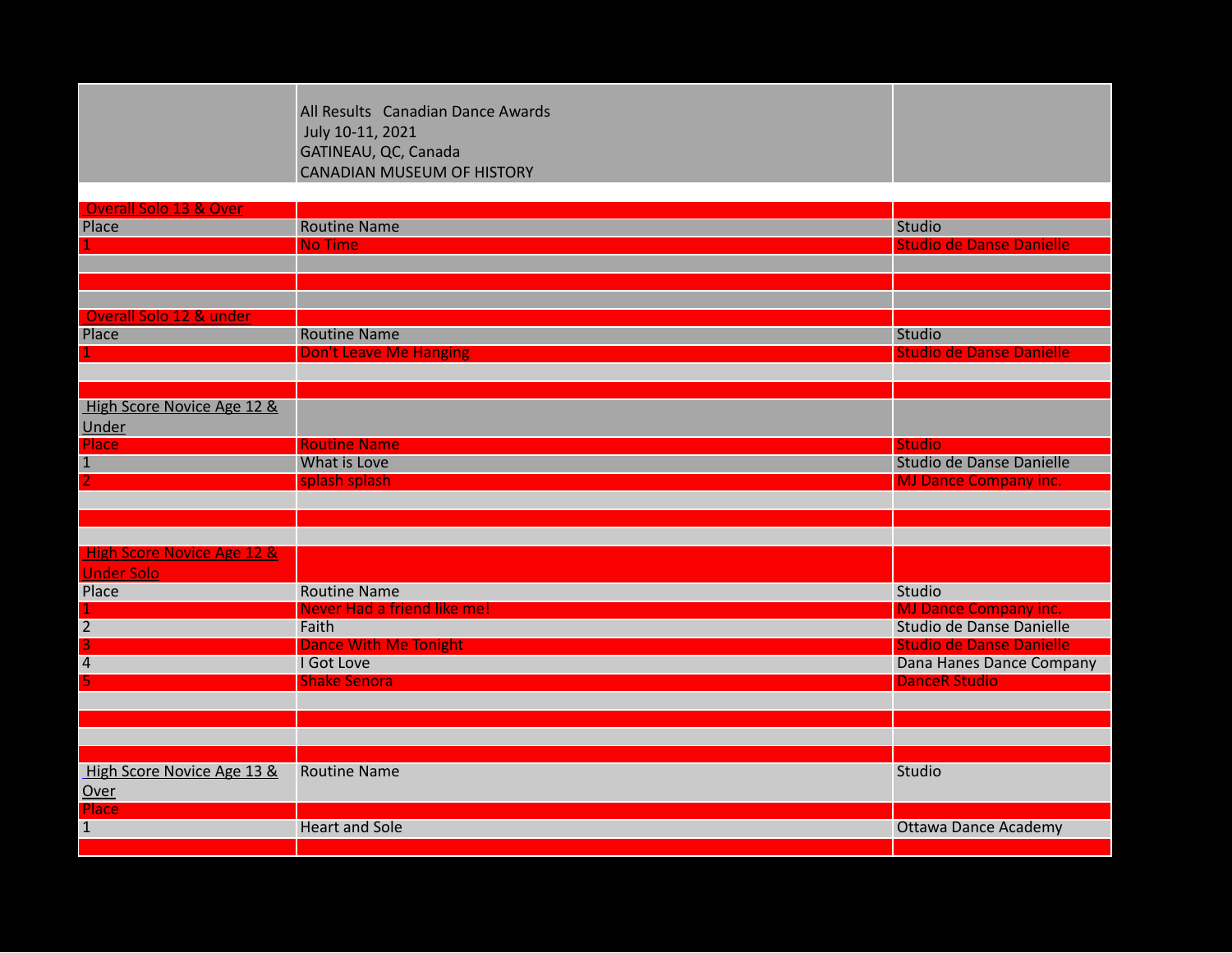All Results Canadian Dance Awards
July 10-11, 2021
GATINEAU, QC, Canada
CANADIAN MUSEUM OF HISTORY

## Overall Solo 13 & Over

| Place | Routine Name | Studio |
|---|---|---|
| 1 | No Time | Studio de Danse Danielle |

## Overall Solo 12 & under

| Place | Routine Name | Studio |
|---|---|---|
| 1 | Don't Leave Me Hanging | Studio de Danse Danielle |

## High Score Novice Age 12 & Under

| Place | Routine Name | Studio |
|---|---|---|
| 1 | What is Love | Studio de Danse Danielle |
| 2 | splash splash | MJ Dance Company inc. |

## High Score Novice Age 12 & Under Solo

| Place | Routine Name | Studio |
|---|---|---|
| 1 | Never Had a friend like me! | MJ Dance Company inc. |
| 2 | Faith | Studio de Danse Danielle |
| 3 | Dance With Me Tonight | Studio de Danse Danielle |
| 4 | I Got Love | Dana Hanes Dance Company |
| 5 | Shake Senora | DanceR Studio |

## High Score Novice Age 13 & Over

| Place | Routine Name | Studio |
|---|---|---|
| 1 | Heart and Sole | Ottawa Dance Academy |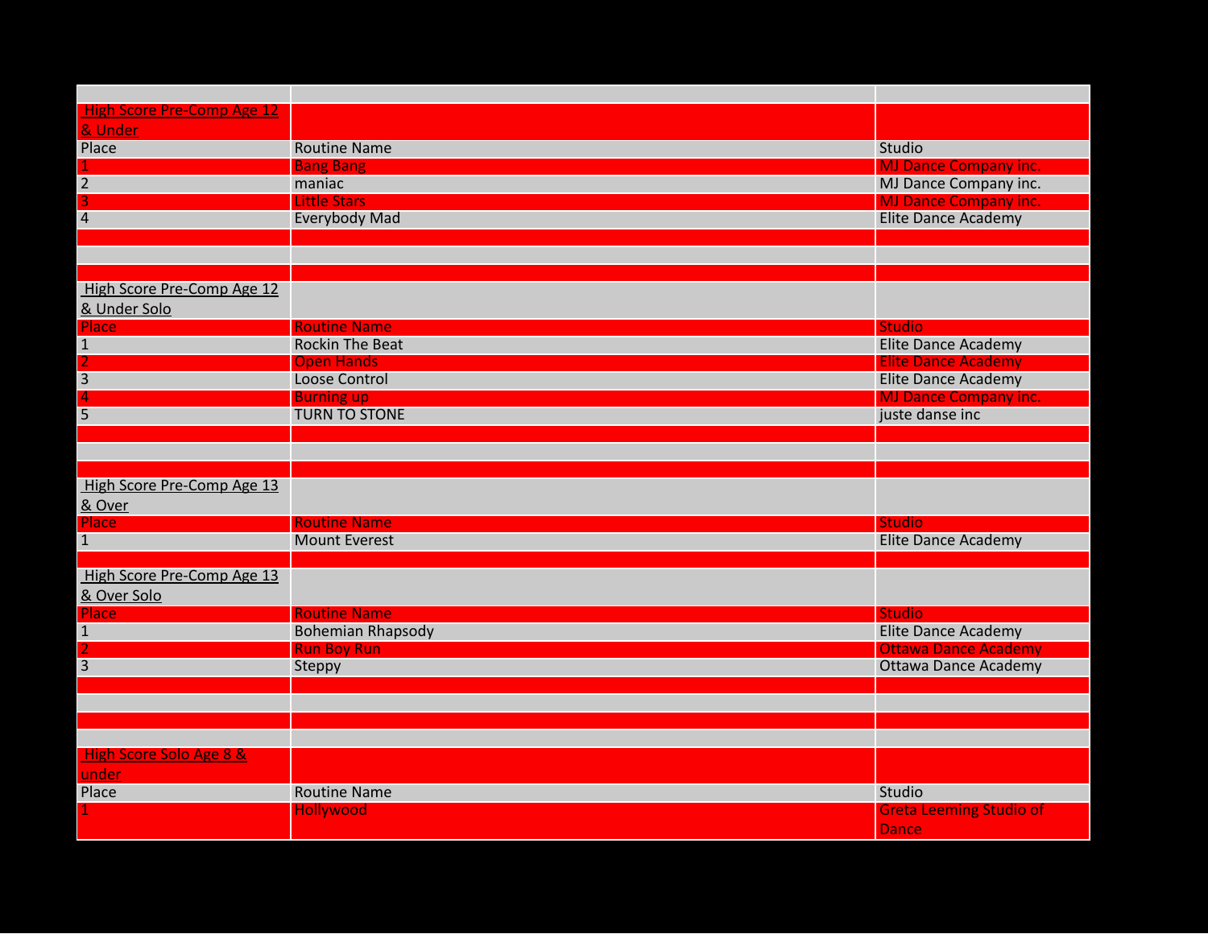| | | |
|---|---|---|
| High Score Pre-Comp Age 12 & Under | | |
| Place | Routine Name | Studio |
| 1 | Bang Bang | MJ Dance Company inc. |
| 2 | maniac | MJ Dance Company inc. |
| 3 | Little Stars | MJ Dance Company inc. |
| 4 | Everybody Mad | Elite Dance Academy |
| | | |
| | | |
| | | |
| High Score Pre-Comp Age 12 & Under Solo | | |
| Place | Routine Name | Studio |
| 1 | Rockin The Beat | Elite Dance Academy |
| 2 | Open Hands | Elite Dance Academy |
| 3 | Loose Control | Elite Dance Academy |
| 4 | Burning up | MJ Dance Company inc. |
| 5 | TURN TO STONE | juste danse inc |
| | | |
| | | |
| | | |
| High Score Pre-Comp Age 13 & Over | | |
| Place | Routine Name | Studio |
| 1 | Mount Everest | Elite Dance Academy |
| | | |
| High Score Pre-Comp Age 13 & Over Solo | | |
| Place | Routine Name | Studio |
| 1 | Bohemian Rhapsody | Elite Dance Academy |
| 2 | Run Boy Run | Ottawa Dance Academy |
| 3 | Steppy | Ottawa Dance Academy |
| | | |
| | | |
| | | |
| | | |
| High Score Solo Age 8 & under | | |
| Place | Routine Name | Studio |
| 1 | Hollywood | Greta Leeming Studio of Dance |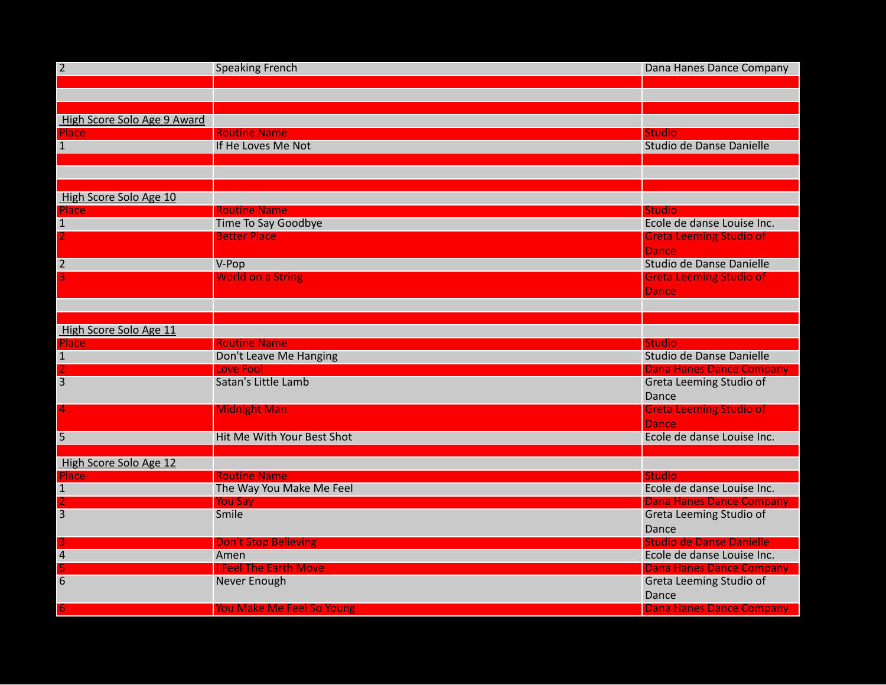| | | |
|---|---|---|
| 2 | Speaking French | Dana Hanes Dance Company |

High Score Solo Age 9 Award

| Place | Routine Name | Studio |
|---|---|---|
| 1 | If He Loves Me Not | Studio de Danse Danielle |

High Score Solo Age 10

| Place | Routine Name | Studio |
|---|---|---|
| 1 | Time To Say Goodbye | Ecole de danse Louise Inc. |
| 2 | Better Place | Greta Leeming Studio of Dance |
| 2 | V-Pop | Studio de Danse Danielle |
| 3 | World on a String | Greta Leeming Studio of Dance |

High Score Solo Age 11

| Place | Routine Name | Studio |
|---|---|---|
| 1 | Don't Leave Me Hanging | Studio de Danse Danielle |
| 2 | Love Fool | Dana Hanes Dance Company |
| 3 | Satan's Little Lamb | Greta Leeming Studio of Dance |
| 4 | Midnight Man | Greta Leeming Studio of Dance |
| 5 | Hit Me With Your Best Shot | Ecole de danse Louise Inc. |

High Score Solo Age 12

| Place | Routine Name | Studio |
|---|---|---|
| 1 | The Way You Make Me Feel | Ecole de danse Louise Inc. |
| 2 | You Say | Dana Hanes Dance Company |
| 3 | Smile | Greta Leeming Studio of Dance |
| 3 | Don't Stop Believing | Studio de Danse Danielle |
| 4 | Amen | Ecole de danse Louise Inc. |
| 5 | I Feel The Earth Move | Dana Hanes Dance Company |
| 6 | Never Enough | Greta Leeming Studio of Dance |
| 6 | You Make Me Feel So Young | Dana Hanes Dance Company |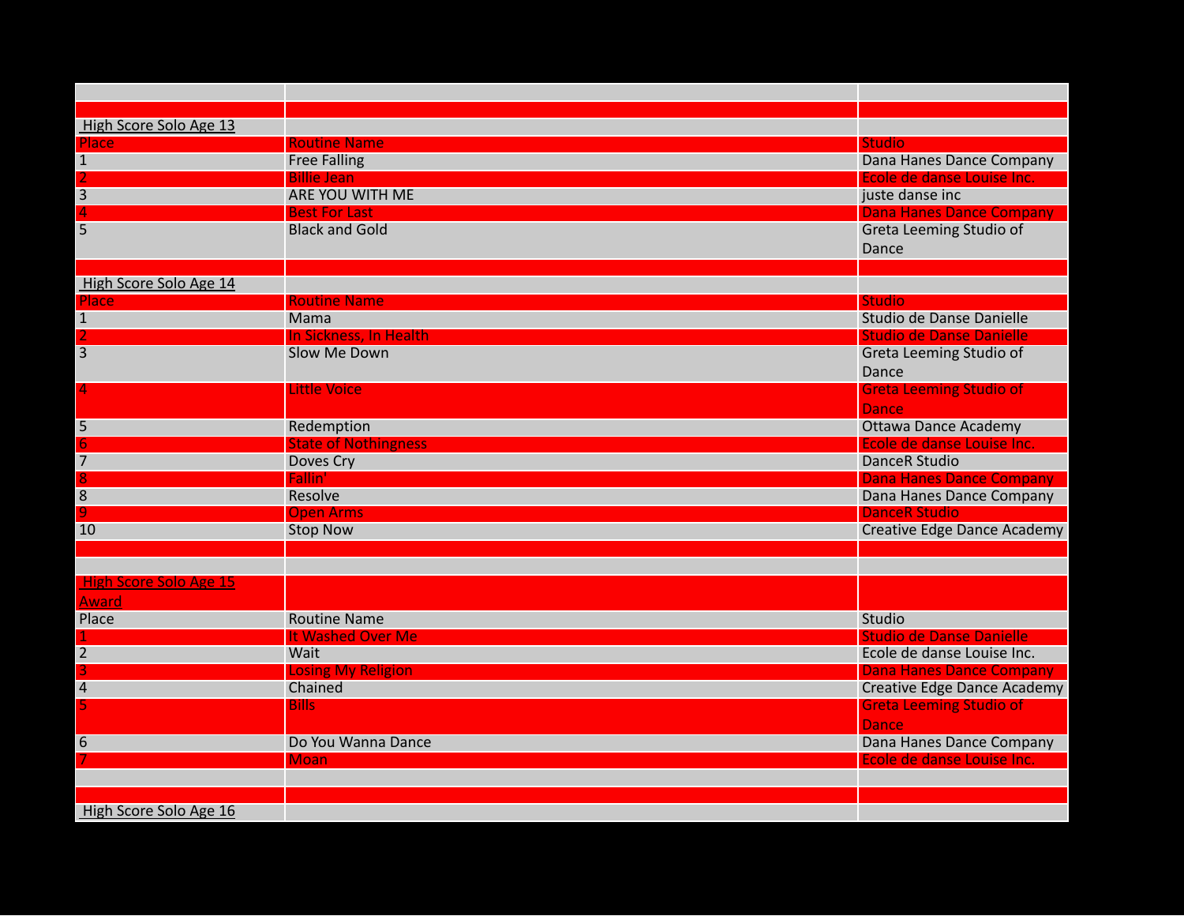| | | |
|---|---|---|
| High Score Solo Age 13 | | |
| Place | Routine Name | Studio |
| 1 | Free Falling | Dana Hanes Dance Company |
| 2 | Billie Jean | Ecole de danse Louise Inc. |
| 3 | ARE YOU WITH ME | juste danse inc |
| 4 | Best For Last | Dana Hanes Dance Company |
| 5 | Black and Gold | Greta Leeming Studio of Dance |
| | | |
| High Score Solo Age 14 | | |
| Place | Routine Name | Studio |
| 1 | Mama | Studio de Danse Danielle |
| 2 | In Sickness, In Health | Studio de Danse Danielle |
| 3 | Slow Me Down | Greta Leeming Studio of Dance |
| 4 | Little Voice | Greta Leeming Studio of Dance |
| 5 | Redemption | Ottawa Dance Academy |
| 6 | State of Nothingness | Ecole de danse Louise Inc. |
| 7 | Doves Cry | DanceR Studio |
| 8 | Fallin' | Dana Hanes Dance Company |
| 8 | Resolve | Dana Hanes Dance Company |
| 9 | Open Arms | DanceR Studio |
| 10 | Stop Now | Creative Edge Dance Academy |
| | | |
| | | |
| High Score Solo Age 15 Award | | |
| Place | Routine Name | Studio |
| 1 | It Washed Over Me | Studio de Danse Danielle |
| 2 | Wait | Ecole de danse Louise Inc. |
| 3 | Losing My Religion | Dana Hanes Dance Company |
| 4 | Chained | Creative Edge Dance Academy |
| 5 | Bills | Greta Leeming Studio of Dance |
| 6 | Do You Wanna Dance | Dana Hanes Dance Company |
| 7 | Moan | Ecole de danse Louise Inc. |
| | | |
| | | |
| High Score Solo Age 16 | | |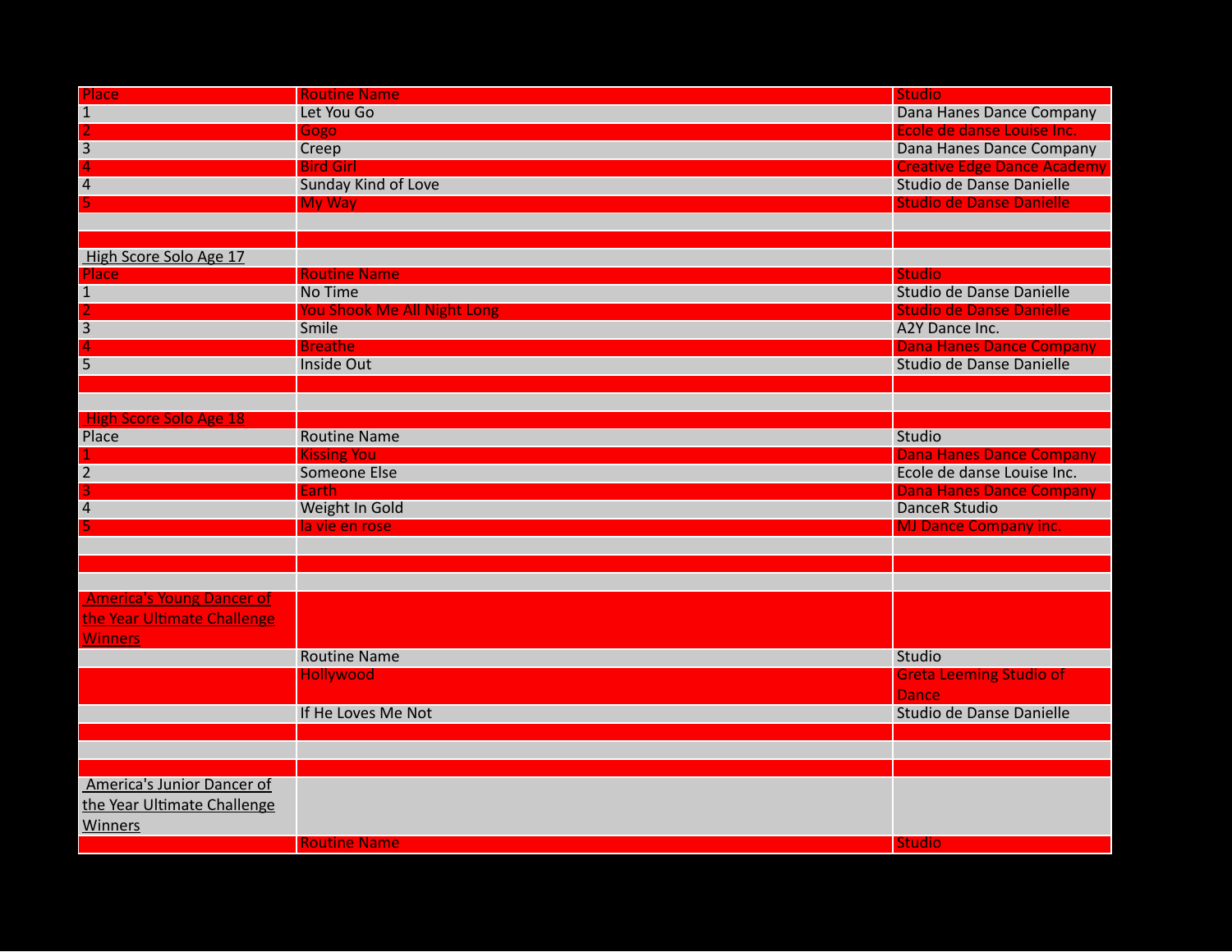| Place | Routine Name | Studio |
|---|---|---|
| 1 | Let You Go | Dana Hanes Dance Company |
| 2 | Gogo | Ecole de danse Louise Inc. |
| 3 | Creep | Dana Hanes Dance Company |
| 4 | Bird Girl | Creative Edge Dance Academy |
| 4 | Sunday Kind of Love | Studio de Danse Danielle |
| 5 | My Way | Studio de Danse Danielle |

## High Score Solo Age 17

| Place | Routine Name | Studio |
|---|---|---|
| 1 | No Time | Studio de Danse Danielle |
| 2 | You Shook Me All Night Long | Studio de Danse Danielle |
| 3 | Smile | A2Y Dance Inc. |
| 4 | Breathe | Dana Hanes Dance Company |
| 5 | Inside Out | Studio de Danse Danielle |

## High Score Solo Age 18

| Place | Routine Name | Studio |
|---|---|---|
| 1 | Kissing You | Dana Hanes Dance Company |
| 2 | Someone Else | Ecole de danse Louise Inc. |
| 3 | Earth | Dana Hanes Dance Company |
| 4 | Weight In Gold | DanceR Studio |
| 5 | la vie en rose | MJ Dance Company inc. |

## America's Young Dancer of the Year Ultimate Challenge Winners

| | Routine Name | Studio |
|---|---|---|
| | Hollywood | Greta Leeming Studio of Dance |
| | If He Loves Me Not | Studio de Danse Danielle |

## America's Junior Dancer of the Year Ultimate Challenge Winners

| | Routine Name | Studio |
|---|---|---|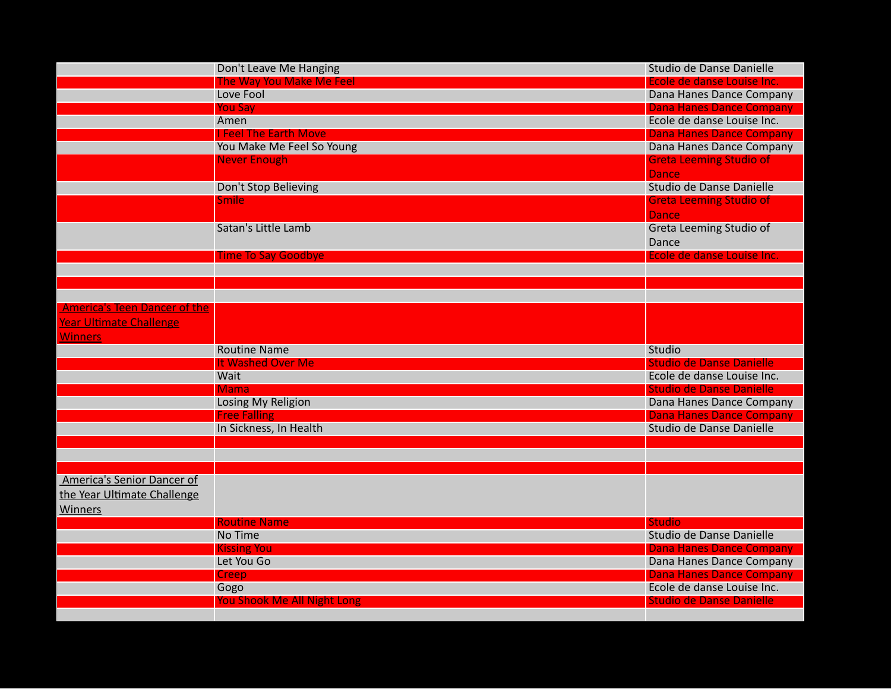| | | |
|---|---|---|
| | Don't Leave Me Hanging | Studio de Danse Danielle |
| | The Way You Make Me Feel | Ecole de danse Louise Inc. |
| | Love Fool | Dana Hanes Dance Company |
| | You Say | Dana Hanes Dance Company |
| | Amen | Ecole de danse Louise Inc. |
| | I Feel The Earth Move | Dana Hanes Dance Company |
| | You Make Me Feel So Young | Dana Hanes Dance Company |
| | Never Enough | Greta Leeming Studio of Dance |
| | Don't Stop Believing | Studio de Danse Danielle |
| | Smile | Greta Leeming Studio of Dance |
| | Satan's Little Lamb | Greta Leeming Studio of Dance |
| | Time To Say Goodbye | Ecole de danse Louise Inc. |
| | | |
| | | |
| | | |
| America's Teen Dancer of the Year Ultimate Challenge Winners | | |
| | Routine Name | Studio |
| | It Washed Over Me | Studio de Danse Danielle |
| | Wait | Ecole de danse Louise Inc. |
| | Mama | Studio de Danse Danielle |
| | Losing My Religion | Dana Hanes Dance Company |
| | Free Falling | Dana Hanes Dance Company |
| | In Sickness, In Health | Studio de Danse Danielle |
| | | |
| | | |
| | | |
| America's Senior Dancer of the Year Ultimate Challenge Winners | | |
| | Routine Name | Studio |
| | No Time | Studio de Danse Danielle |
| | Kissing You | Dana Hanes Dance Company |
| | Let You Go | Dana Hanes Dance Company |
| | Creep | Dana Hanes Dance Company |
| | Gogo | Ecole de danse Louise Inc. |
| | You Shook Me All Night Long | Studio de Danse Danielle |
| | | |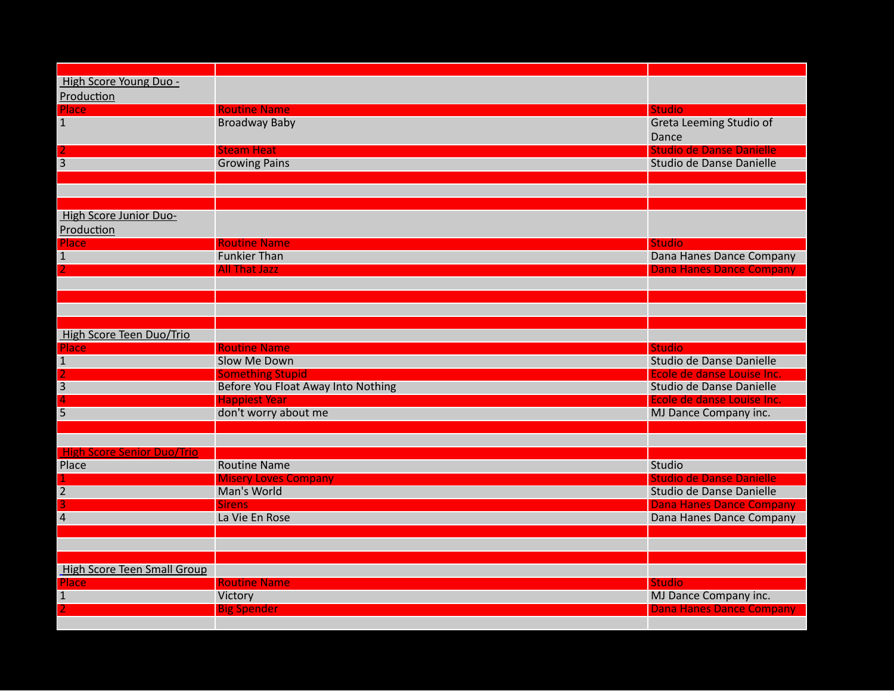**High Score Young Duo - Production**

| Place | Routine Name | Studio |
|---|---|---|
| 1 | Broadway Baby | Greta Leeming Studio of Dance |
| 2 | Steam Heat | Studio de Danse Danielle |
| 3 | Growing Pains | Studio de Danse Danielle |

**High Score Junior Duo- Production**

| Place | Routine Name | Studio |
|---|---|---|
| 1 | Funkier Than | Dana Hanes Dance Company |
| 2 | All That Jazz | Dana Hanes Dance Company |

**High Score Teen Duo/Trio**

| Place | Routine Name | Studio |
|---|---|---|
| 1 | Slow Me Down | Studio de Danse Danielle |
| 2 | Something Stupid | Ecole de danse Louise Inc. |
| 3 | Before You Float Away Into Nothing | Studio de Danse Danielle |
| 4 | Happiest Year | Ecole de danse Louise Inc. |
| 5 | don't worry about me | MJ Dance Company inc. |

**High Score Senior Duo/Trio**

| Place | Routine Name | Studio |
|---|---|---|
| 1 | Misery Loves Company | Studio de Danse Danielle |
| 2 | Man's World | Studio de Danse Danielle |
| 3 | Sirens | Dana Hanes Dance Company |
| 4 | La Vie En Rose | Dana Hanes Dance Company |

**High Score Teen Small Group**

| Place | Routine Name | Studio |
|---|---|---|
| 1 | Victory | MJ Dance Company inc. |
| 2 | Big Spender | Dana Hanes Dance Company |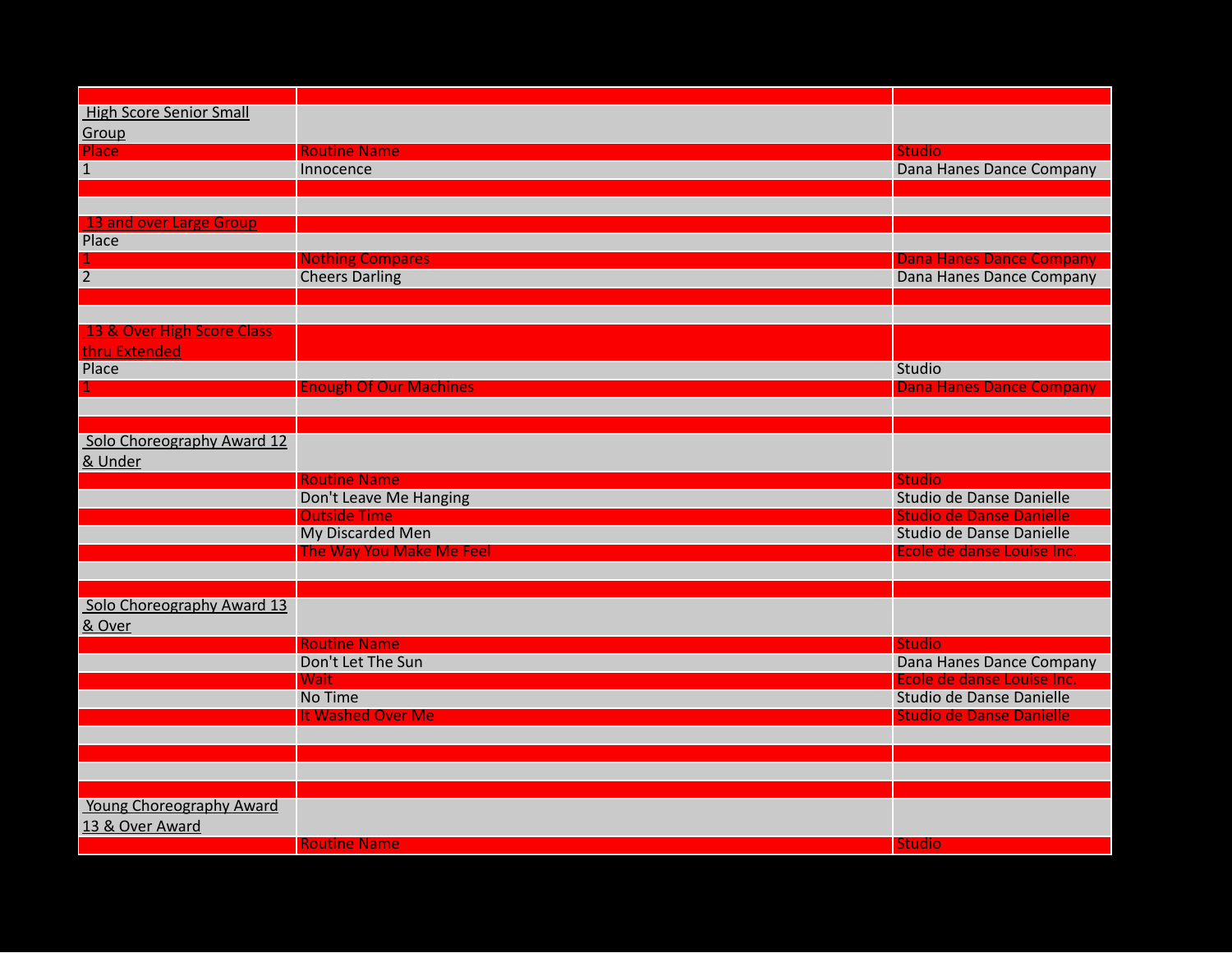| | | |
|---|---|---|
| High Score Senior Small Group | | |
| Place | Routine Name | Studio |
| 1 | Innocence | Dana Hanes Dance Company |
| | | |
| | | |
| 13 and over Large Group | | |
| Place | | |
| 1 | Nothing Compares | Dana Hanes Dance Company |
| 2 | Cheers Darling | Dana Hanes Dance Company |
| | | |
| | | |
| 13 & Over High Score Class thru Extended | | |
| Place | | Studio |
| 1 | Enough Of Our Machines | Dana Hanes Dance Company |
| | | |
| | | |
| Solo Choreography Award 12 & Under | | |
| | Routine Name | Studio |
| | Don't Leave Me Hanging | Studio de Danse Danielle |
| | Outside Time | Studio de Danse Danielle |
| | My Discarded Men | Studio de Danse Danielle |
| | The Way You Make Me Feel | Ecole de danse Louise Inc. |
| | | |
| | | |
| Solo Choreography Award 13 & Over | | |
| | Routine Name | Studio |
| | Don't Let The Sun | Dana Hanes Dance Company |
| | Wait | Ecole de danse Louise Inc. |
| | No Time | Studio de Danse Danielle |
| | It Washed Over Me | Studio de Danse Danielle |
| | | |
| | | |
| | | |
| | | |
| Young Choreography Award 13 & Over Award | | |
| | Routine Name | Studio |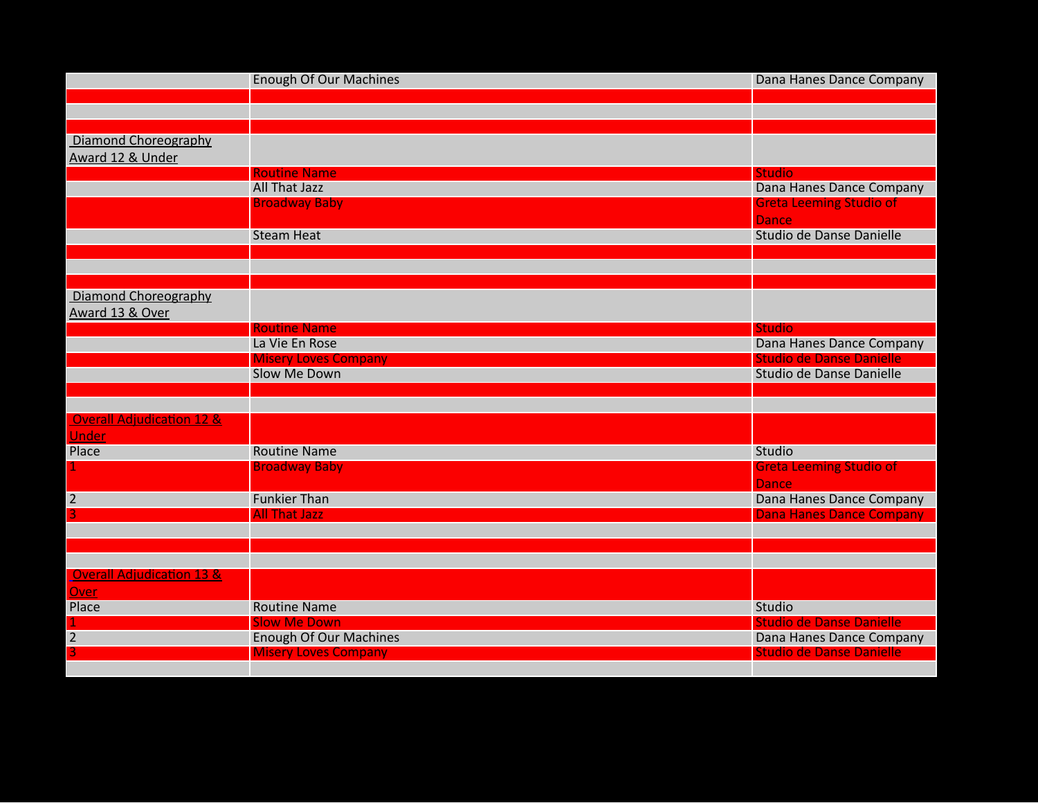| | | |
|---|---|---|
| | Enough Of Our Machines | Dana Hanes Dance Company |
| | | |
| | | |
| | | |
| Diamond Choreography Award 12 & Under | | |
| | Routine Name | Studio |
| | All That Jazz | Dana Hanes Dance Company |
| | Broadway Baby | Greta Leeming Studio of Dance |
| | Steam Heat | Studio de Danse Danielle |
| | | |
| | | |
| | | |
| Diamond Choreography Award 13 & Over | | |
| | Routine Name | Studio |
| | La Vie En Rose | Dana Hanes Dance Company |
| | Misery Loves Company | Studio de Danse Danielle |
| | Slow Me Down | Studio de Danse Danielle |
| | | |
| | | |
| Overall Adjudication 12 & Under | | |
| Place | Routine Name | Studio |
| 1 | Broadway Baby | Greta Leeming Studio of Dance |
| 2 | Funkier Than | Dana Hanes Dance Company |
| 3 | All That Jazz | Dana Hanes Dance Company |
| | | |
| | | |
| | | |
| Overall Adjudication 13 & Over | | |
| Place | Routine Name | Studio |
| 1 | Slow Me Down | Studio de Danse Danielle |
| 2 | Enough Of Our Machines | Dana Hanes Dance Company |
| 3 | Misery Loves Company | Studio de Danse Danielle |
| | | |